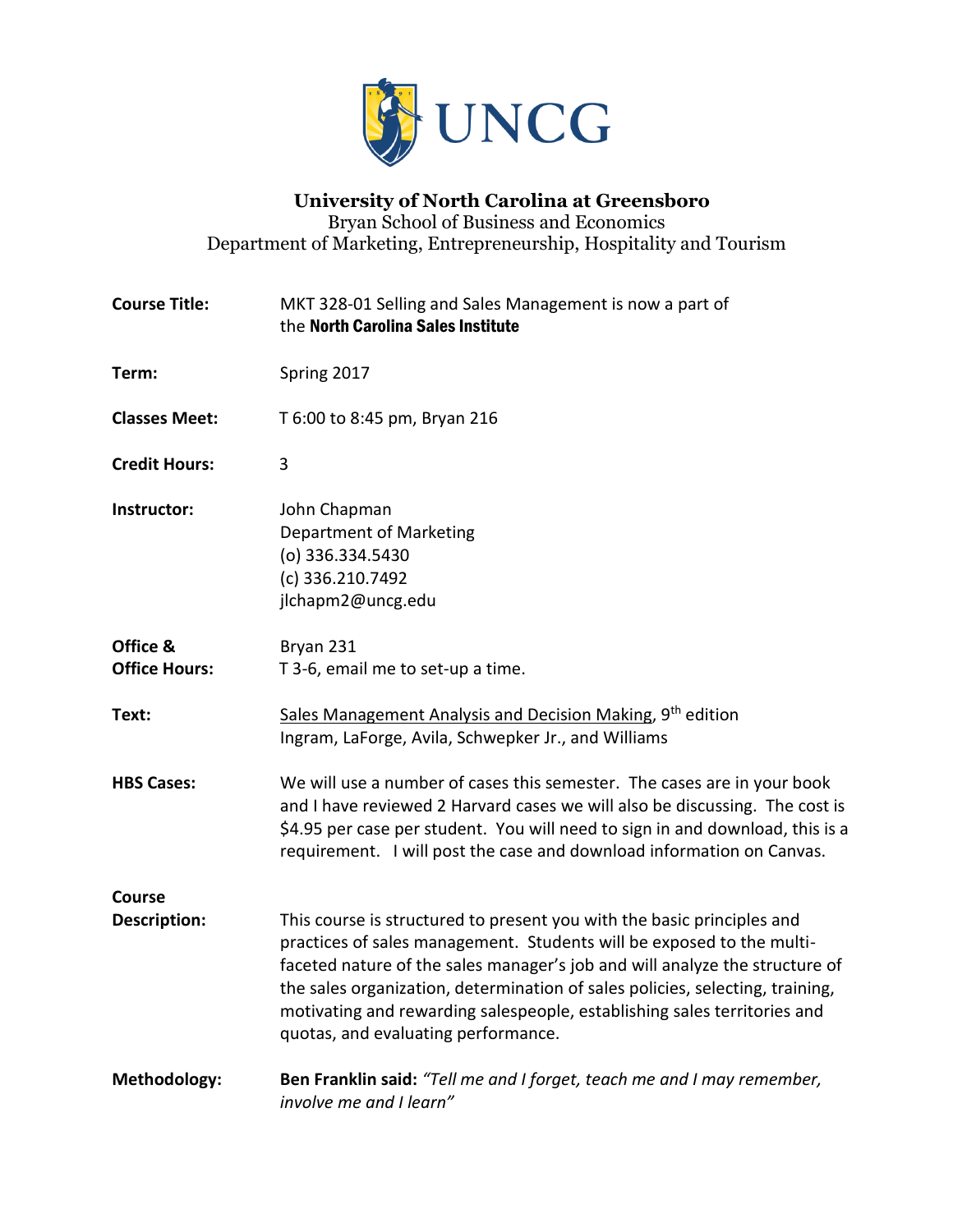# University of North Carolina at Greensboro

Bryan School of Business and Economics
Department of Marketing, Entrepreneurship, Hospitality and Tourism

**Course Title:** MKT 328-01 Selling and Sales Management is now a part of the **North Carolina Sales Institute**

**Term:** Spring 2017

**Classes Meet:** T 6:00 to 8:45 pm, Bryan 216

**Credit Hours:** 3

**Instructor:** John Chapman
Department of Marketing
(o) 336.334.5430
(c) 336.210.7492
jlchapm2@uncg.edu

**Office & Office Hours:** Bryan 231
T 3-6, email me to set-up a time.

**Text:** Sales Management Analysis and Decision Making, 9th edition
Ingram, LaForge, Avila, Schwepker Jr., and Williams

**HBS Cases:** We will use a number of cases this semester. The cases are in your book and I have reviewed 2 Harvard cases we will also be discussing. The cost is $4.95 per case per student. You will need to sign in and download, this is a requirement. I will post the case and download information on Canvas.

**Course Description:** This course is structured to present you with the basic principles and practices of sales management. Students will be exposed to the multi-faceted nature of the sales manager's job and will analyze the structure of the sales organization, determination of sales policies, selecting, training, motivating and rewarding salespeople, establishing sales territories and quotas, and evaluating performance.

**Methodology:** **Ben Franklin said:** *"Tell me and I forget, teach me and I may remember, involve me and I learn"*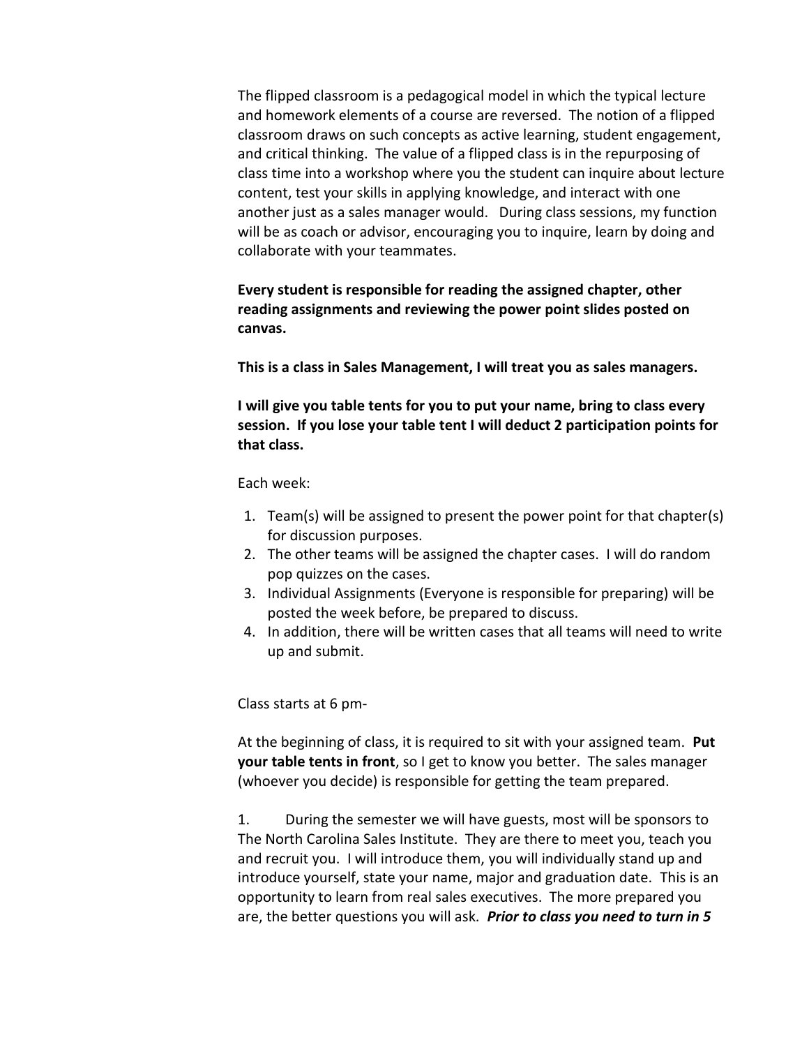The flipped classroom is a pedagogical model in which the typical lecture and homework elements of a course are reversed. The notion of a flipped classroom draws on such concepts as active learning, student engagement, and critical thinking. The value of a flipped class is in the repurposing of class time into a workshop where you the student can inquire about lecture content, test your skills in applying knowledge, and interact with one another just as a sales manager would. During class sessions, my function will be as coach or advisor, encouraging you to inquire, learn by doing and collaborate with your teammates.

**Every student is responsible for reading the assigned chapter, other reading assignments and reviewing the power point slides posted on canvas.**

**This is a class in Sales Management, I will treat you as sales managers.**

**I will give you table tents for you to put your name, bring to class every session. If you lose your table tent I will deduct 2 participation points for that class.**

Each week:

1. Team(s) will be assigned to present the power point for that chapter(s) for discussion purposes.
2. The other teams will be assigned the chapter cases. I will do random pop quizzes on the cases.
3. Individual Assignments (Everyone is responsible for preparing) will be posted the week before, be prepared to discuss.
4. In addition, there will be written cases that all teams will need to write up and submit.

Class starts at 6 pm-

At the beginning of class, it is required to sit with your assigned team. **Put your table tents in front**, so I get to know you better. The sales manager (whoever you decide) is responsible for getting the team prepared.

1. During the semester we will have guests, most will be sponsors to The North Carolina Sales Institute. They are there to meet you, teach you and recruit you. I will introduce them, you will individually stand up and introduce yourself, state your name, major and graduation date. This is an opportunity to learn from real sales executives. The more prepared you are, the better questions you will ask. ***Prior to class you need to turn in 5***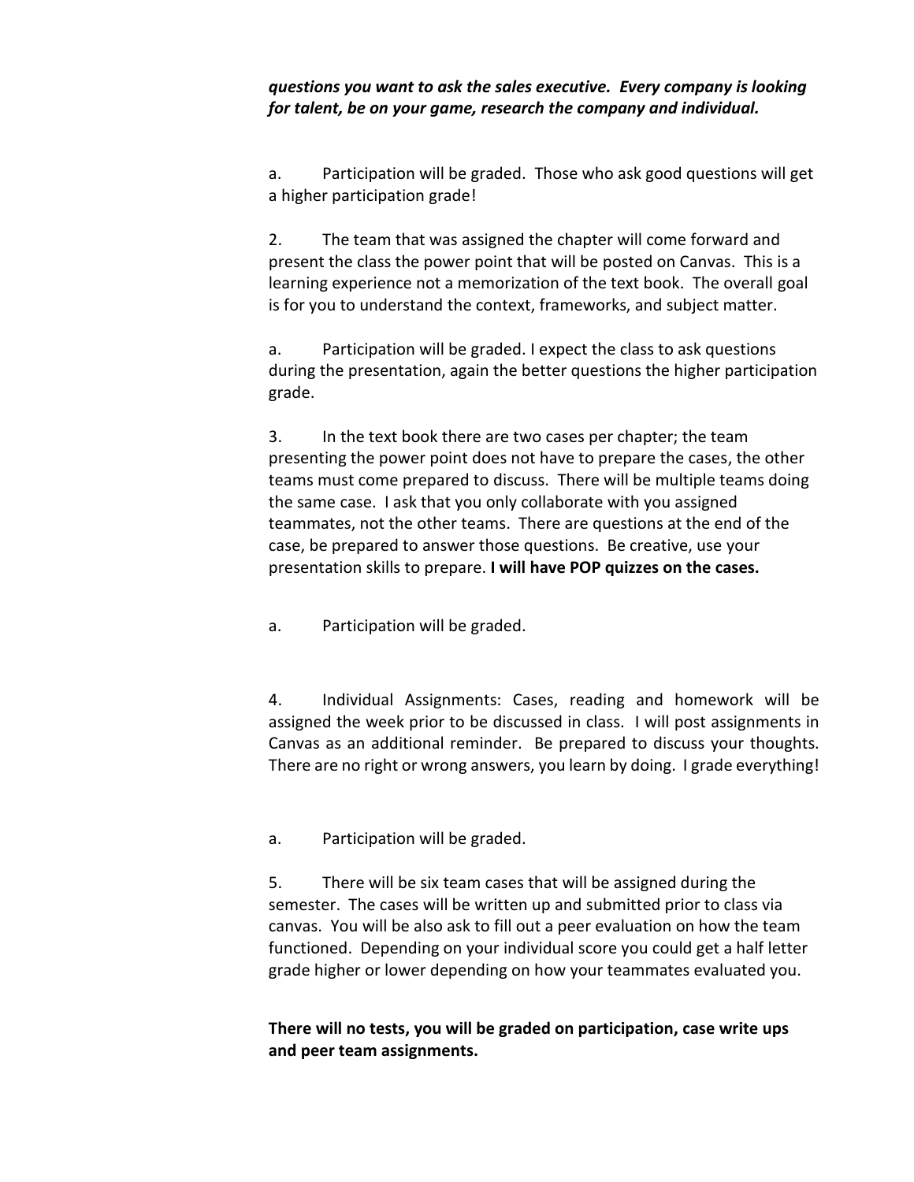***questions you want to ask the sales executive. Every company is looking for talent, be on your game, research the company and individual.***

a. Participation will be graded. Those who ask good questions will get a higher participation grade!

2. The team that was assigned the chapter will come forward and present the class the power point that will be posted on Canvas. This is a learning experience not a memorization of the text book. The overall goal is for you to understand the context, frameworks, and subject matter.

a. Participation will be graded. I expect the class to ask questions during the presentation, again the better questions the higher participation grade.

3. In the text book there are two cases per chapter; the team presenting the power point does not have to prepare the cases, the other teams must come prepared to discuss. There will be multiple teams doing the same case. I ask that you only collaborate with you assigned teammates, not the other teams. There are questions at the end of the case, be prepared to answer those questions. Be creative, use your presentation skills to prepare. **I will have POP quizzes on the cases.**

a. Participation will be graded.

4. Individual Assignments: Cases, reading and homework will be assigned the week prior to be discussed in class. I will post assignments in Canvas as an additional reminder. Be prepared to discuss your thoughts. There are no right or wrong answers, you learn by doing. I grade everything!

a. Participation will be graded.

5. There will be six team cases that will be assigned during the semester. The cases will be written up and submitted prior to class via canvas. You will be also ask to fill out a peer evaluation on how the team functioned. Depending on your individual score you could get a half letter grade higher or lower depending on how your teammates evaluated you.

**There will no tests, you will be graded on participation, case write ups and peer team assignments.**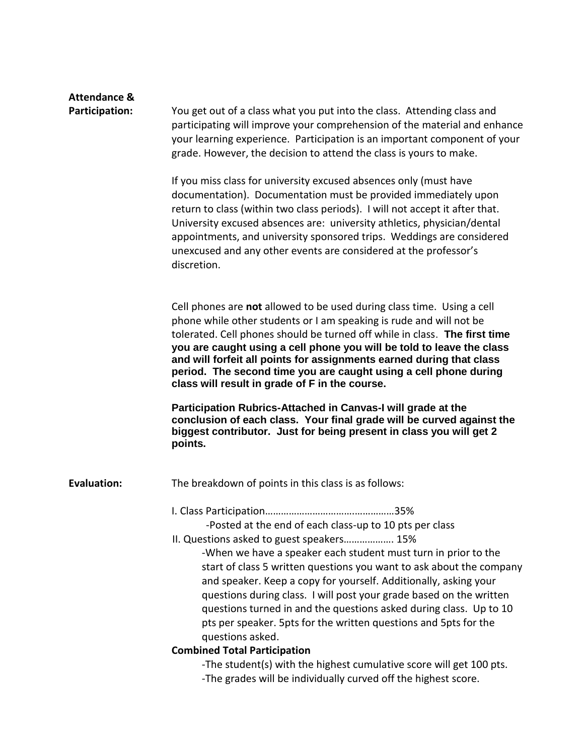**Attendance & Participation:**

You get out of a class what you put into the class. Attending class and participating will improve your comprehension of the material and enhance your learning experience. Participation is an important component of your grade. However, the decision to attend the class is yours to make.

If you miss class for university excused absences only (must have documentation). Documentation must be provided immediately upon return to class (within two class periods). I will not accept it after that. University excused absences are: university athletics, physician/dental appointments, and university sponsored trips. Weddings are considered unexcused and any other events are considered at the professor's discretion.

Cell phones are **not** allowed to be used during class time. Using a cell phone while other students or I am speaking is rude and will not be tolerated. Cell phones should be turned off while in class. **The first time you are caught using a cell phone you will be told to leave the class and will forfeit all points for assignments earned during that class period. The second time you are caught using a cell phone during class will result in grade of F in the course.**

**Participation Rubrics-Attached in Canvas-I will grade at the conclusion of each class. Your final grade will be curved against the biggest contributor. Just for being present in class you will get 2 points.**

**Evaluation:**

The breakdown of points in this class is as follows:

I. Class Participation…………………………………………35%

- Posted at the end of each class-up to 10 pts per class

II. Questions asked to guest speakers………………. 15%

- When we have a speaker each student must turn in prior to the start of class 5 written questions you want to ask about the company and speaker. Keep a copy for yourself. Additionally, asking your questions during class. I will post your grade based on the written questions turned in and the questions asked during class. Up to 10 pts per speaker. 5pts for the written questions and 5pts for the questions asked.

**Combined Total Participation**

- The student(s) with the highest cumulative score will get 100 pts.
- The grades will be individually curved off the highest score.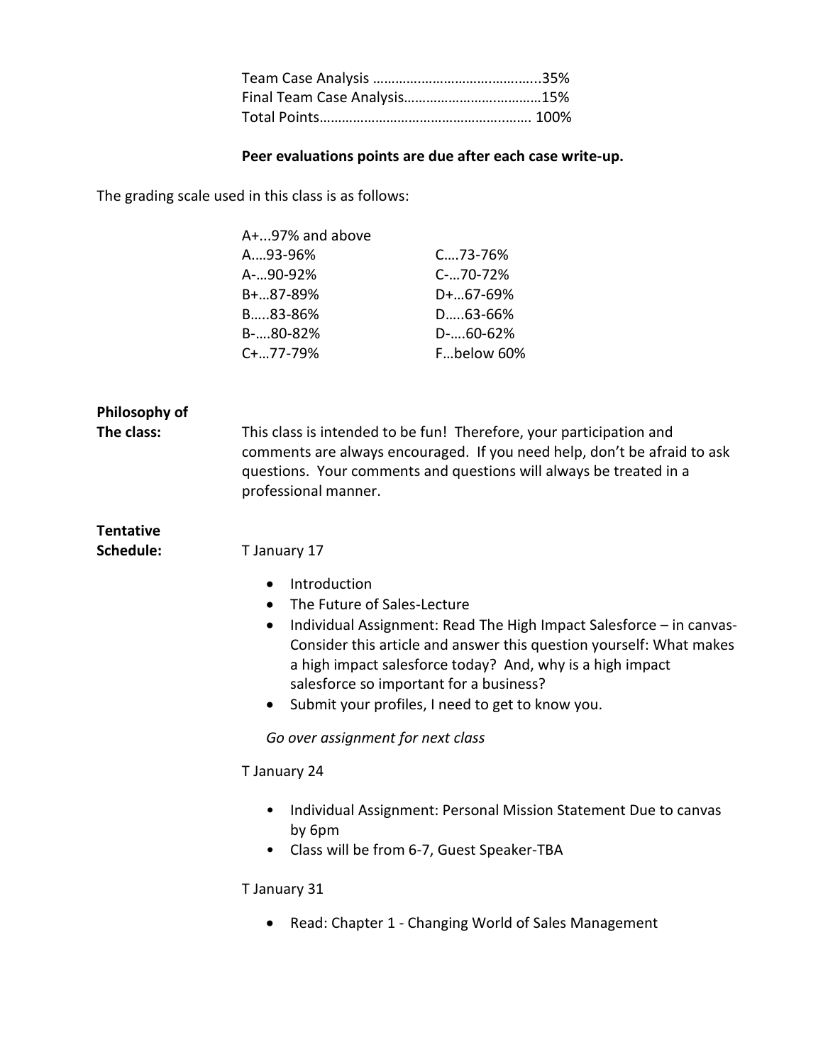Team Case Analysis ……………………………….……..35%
Final Team Case Analysis……………………..…………15%
Total Points………………………………………….……… 100%

**Peer evaluations points are due after each case write-up.**

The grading scale used in this class is as follows:

| | |
|---|---|
| A+...97% and above | |
| A….93-96% | C….73-76% |
| A-…90-92% | C-…70-72% |
| B+…87-89% | D+…67-69% |
| B…..83-86% | D…..63-66% |
| B-….80-82% | D-….60-62% |
| C+…77-79% | F…below 60% |

**Philosophy of The class:**

This class is intended to be fun! Therefore, your participation and comments are always encouraged. If you need help, don't be afraid to ask questions. Your comments and questions will always be treated in a professional manner.

**Tentative Schedule:**

T January 17

- Introduction
- The Future of Sales-Lecture
- Individual Assignment: Read The High Impact Salesforce – in canvas- Consider this article and answer this question yourself: What makes a high impact salesforce today? And, why is a high impact salesforce so important for a business?
- Submit your profiles, I need to get to know you.

*Go over assignment for next class*

T January 24

- Individual Assignment: Personal Mission Statement Due to canvas by 6pm
- Class will be from 6-7, Guest Speaker-TBA

T January 31

- Read: Chapter 1 - Changing World of Sales Management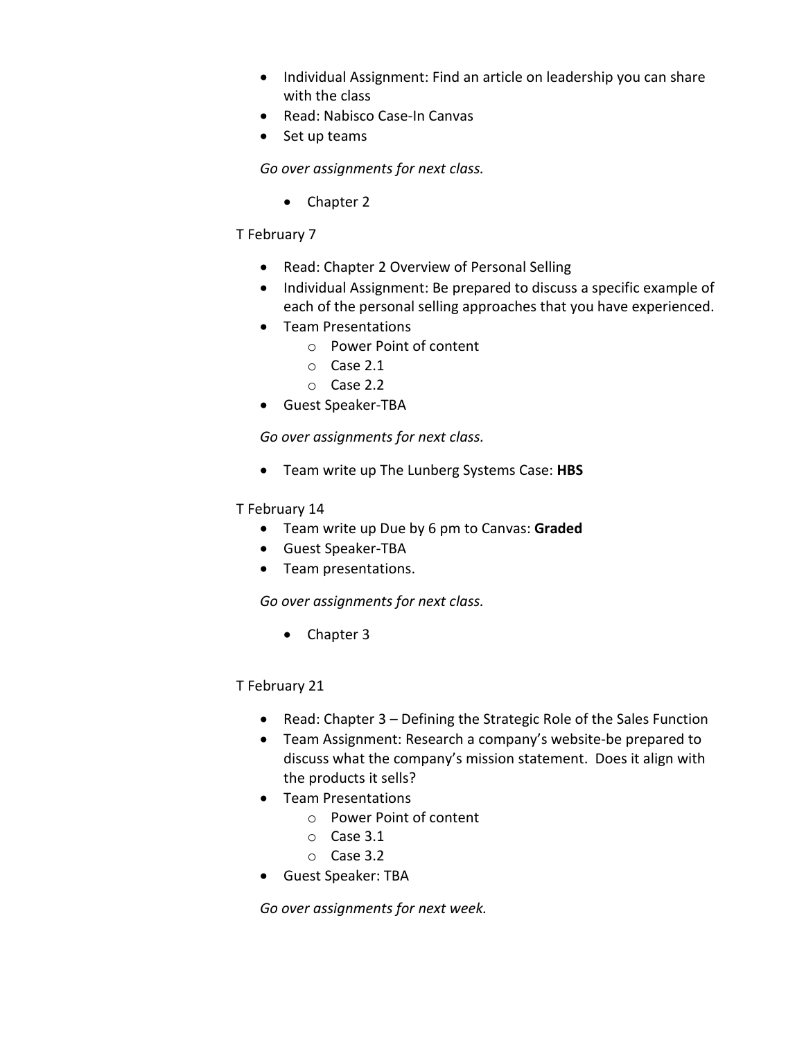- Individual Assignment: Find an article on leadership you can share with the class
- Read: Nabisco Case-In Canvas
- Set up teams

*Go over assignments for next class.*

  - Chapter 2

T February 7

- Read: Chapter 2 Overview of Personal Selling
- Individual Assignment: Be prepared to discuss a specific example of each of the personal selling approaches that you have experienced.
- Team Presentations
  - Power Point of content
  - Case 2.1
  - Case 2.2
- Guest Speaker-TBA

*Go over assignments for next class.*

- Team write up The Lunberg Systems Case: **HBS**

T February 14

- Team write up Due by 6 pm to Canvas: **Graded**
- Guest Speaker-TBA
- Team presentations.

*Go over assignments for next class.*

  - Chapter 3

T February 21

- Read: Chapter 3 – Defining the Strategic Role of the Sales Function
- Team Assignment: Research a company's website-be prepared to discuss what the company's mission statement. Does it align with the products it sells?
- Team Presentations
  - Power Point of content
  - Case 3.1
  - Case 3.2
- Guest Speaker: TBA

*Go over assignments for next week.*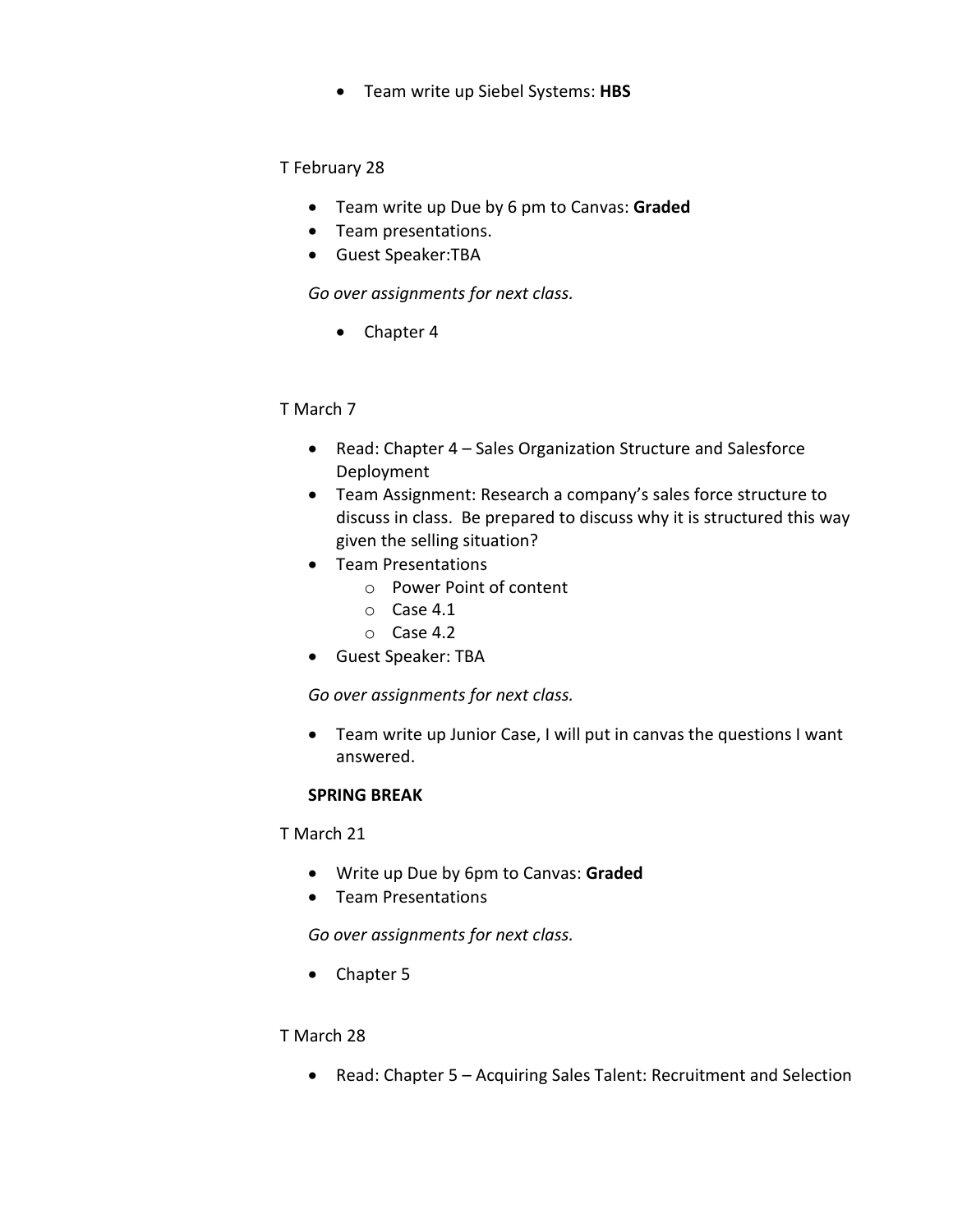- Team write up Siebel Systems: **HBS**

T February 28

- Team write up Due by 6 pm to Canvas: **Graded**
- Team presentations.
- Guest Speaker:TBA

*Go over assignments for next class.*

- Chapter 4

T March 7

- Read: Chapter 4 – Sales Organization Structure and Salesforce Deployment
- Team Assignment: Research a company's sales force structure to discuss in class. Be prepared to discuss why it is structured this way given the selling situation?
- Team Presentations
    - Power Point of content
    - Case 4.1
    - Case 4.2
- Guest Speaker: TBA

*Go over assignments for next class.*

- Team write up Junior Case, I will put in canvas the questions I want answered.

**SPRING BREAK**

T March 21

- Write up Due by 6pm to Canvas: **Graded**
- Team Presentations

*Go over assignments for next class.*

- Chapter 5

T March 28

- Read: Chapter 5 – Acquiring Sales Talent: Recruitment and Selection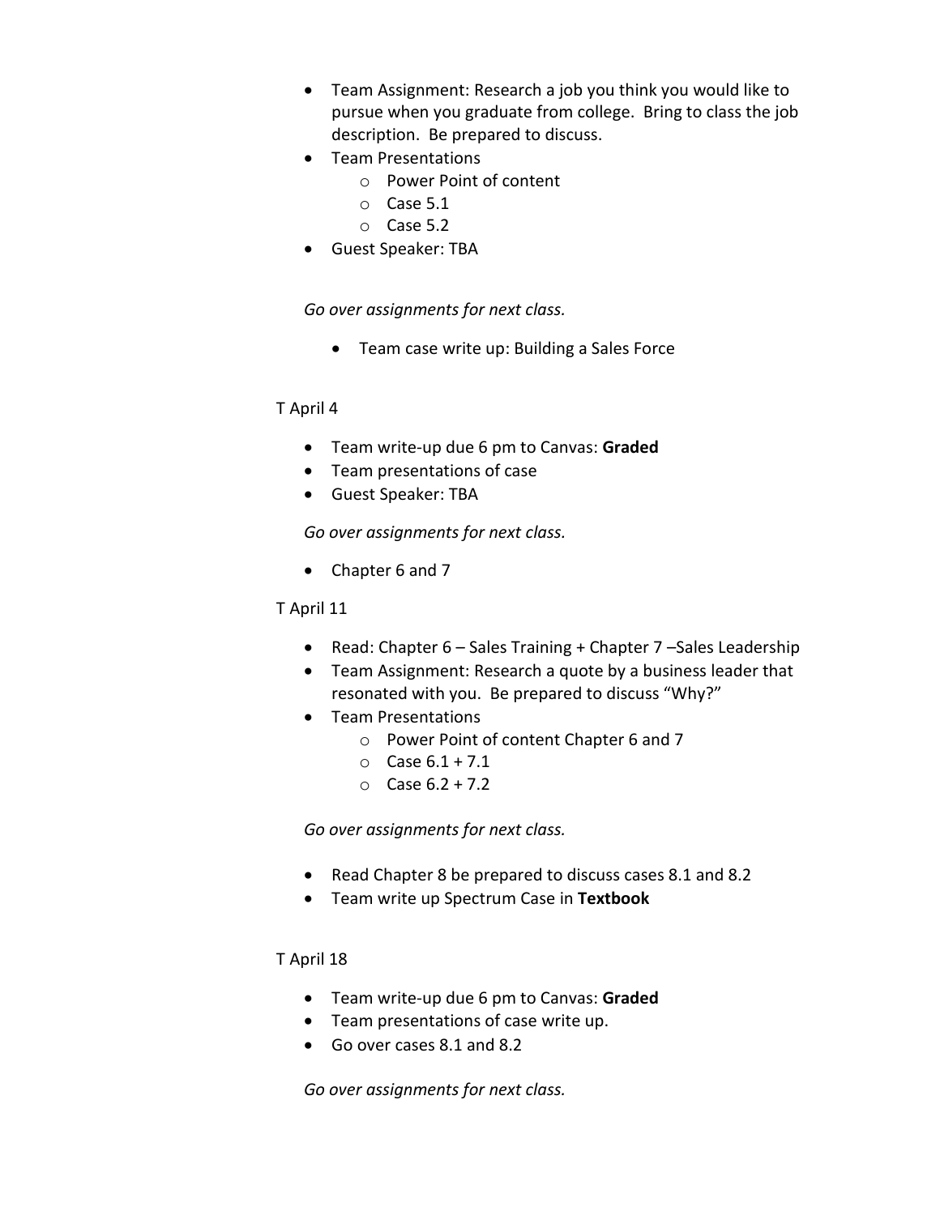- Team Assignment: Research a job you think you would like to pursue when you graduate from college. Bring to class the job description. Be prepared to discuss.
- Team Presentations
    - Power Point of content
    - Case 5.1
    - Case 5.2
- Guest Speaker: TBA

*Go over assignments for next class.*

- Team case write up: Building a Sales Force

T April 4

- Team write-up due 6 pm to Canvas: **Graded**
- Team presentations of case
- Guest Speaker: TBA

*Go over assignments for next class.*

- Chapter 6 and 7

T April 11

- Read: Chapter 6 – Sales Training + Chapter 7 –Sales Leadership
- Team Assignment: Research a quote by a business leader that resonated with you. Be prepared to discuss "Why?"
- Team Presentations
    - Power Point of content Chapter 6 and 7
    - Case 6.1 + 7.1
    - Case 6.2 + 7.2

*Go over assignments for next class.*

- Read Chapter 8 be prepared to discuss cases 8.1 and 8.2
- Team write up Spectrum Case in **Textbook**

T April 18

- Team write-up due 6 pm to Canvas: **Graded**
- Team presentations of case write up.
- Go over cases 8.1 and 8.2

*Go over assignments for next class.*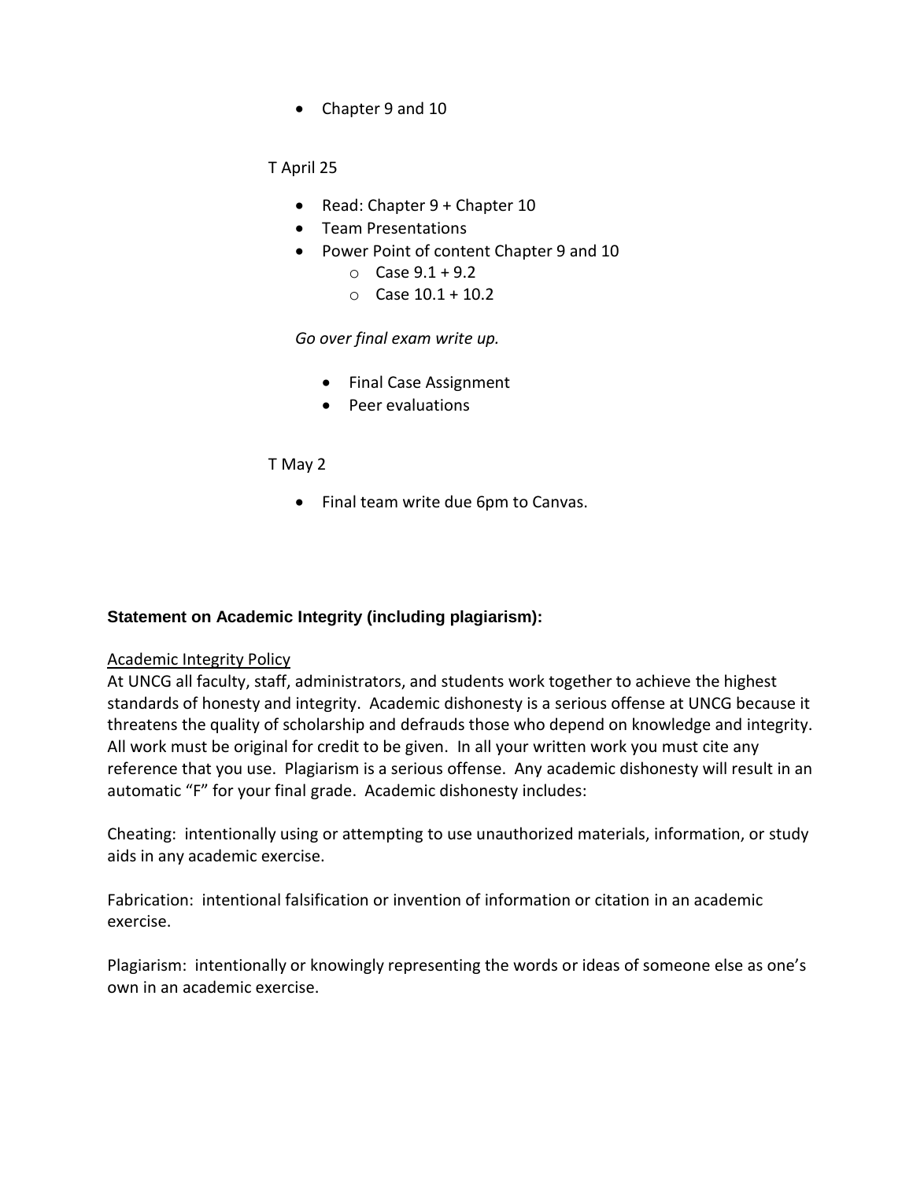- Chapter 9 and 10

T April 25

- Read: Chapter 9 + Chapter 10
- Team Presentations
- Power Point of content Chapter 9 and 10
    - Case 9.1 + 9.2
    - Case 10.1 + 10.2

*Go over final exam write up.*

- Final Case Assignment
- Peer evaluations

T May 2

- Final team write due 6pm to Canvas.

**Statement on Academic Integrity (including plagiarism):**

Academic Integrity Policy
At UNCG all faculty, staff, administrators, and students work together to achieve the highest standards of honesty and integrity. Academic dishonesty is a serious offense at UNCG because it threatens the quality of scholarship and defrauds those who depend on knowledge and integrity. All work must be original for credit to be given. In all your written work you must cite any reference that you use. Plagiarism is a serious offense. Any academic dishonesty will result in an automatic "F" for your final grade. Academic dishonesty includes:

Cheating: intentionally using or attempting to use unauthorized materials, information, or study aids in any academic exercise.

Fabrication: intentional falsification or invention of information or citation in an academic exercise.

Plagiarism: intentionally or knowingly representing the words or ideas of someone else as one's own in an academic exercise.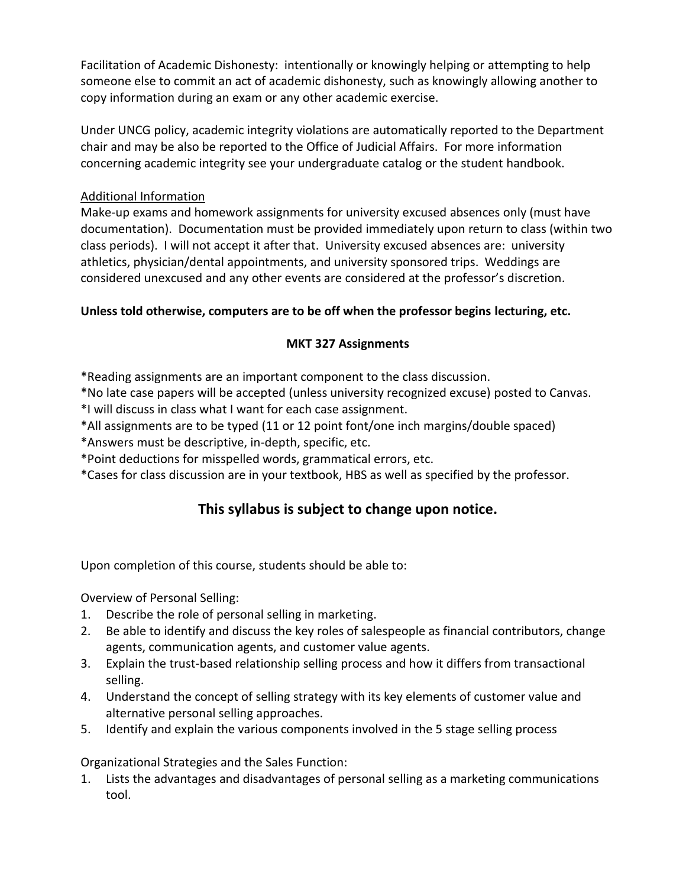Facilitation of Academic Dishonesty: intentionally or knowingly helping or attempting to help someone else to commit an act of academic dishonesty, such as knowingly allowing another to copy information during an exam or any other academic exercise.

Under UNCG policy, academic integrity violations are automatically reported to the Department chair and may be also be reported to the Office of Judicial Affairs. For more information concerning academic integrity see your undergraduate catalog or the student handbook.

Additional Information

Make-up exams and homework assignments for university excused absences only (must have documentation). Documentation must be provided immediately upon return to class (within two class periods). I will not accept it after that. University excused absences are: university athletics, physician/dental appointments, and university sponsored trips. Weddings are considered unexcused and any other events are considered at the professor's discretion.

**Unless told otherwise, computers are to be off when the professor begins lecturing, etc.**

**MKT 327 Assignments**

*Reading assignments are an important component to the class discussion.
*No late case papers will be accepted (unless university recognized excuse) posted to Canvas.
*I will discuss in class what I want for each case assignment.
*All assignments are to be typed (11 or 12 point font/one inch margins/double spaced)
*Answers must be descriptive, in-depth, specific, etc.
*Point deductions for misspelled words, grammatical errors, etc.
*Cases for class discussion are in your textbook, HBS as well as specified by the professor.

## This syllabus is subject to change upon notice.

Upon completion of this course, students should be able to:

Overview of Personal Selling:

1. Describe the role of personal selling in marketing.
2. Be able to identify and discuss the key roles of salespeople as financial contributors, change agents, communication agents, and customer value agents.
3. Explain the trust-based relationship selling process and how it differs from transactional selling.
4. Understand the concept of selling strategy with its key elements of customer value and alternative personal selling approaches.
5. Identify and explain the various components involved in the 5 stage selling process

Organizational Strategies and the Sales Function:

1. Lists the advantages and disadvantages of personal selling as a marketing communications tool.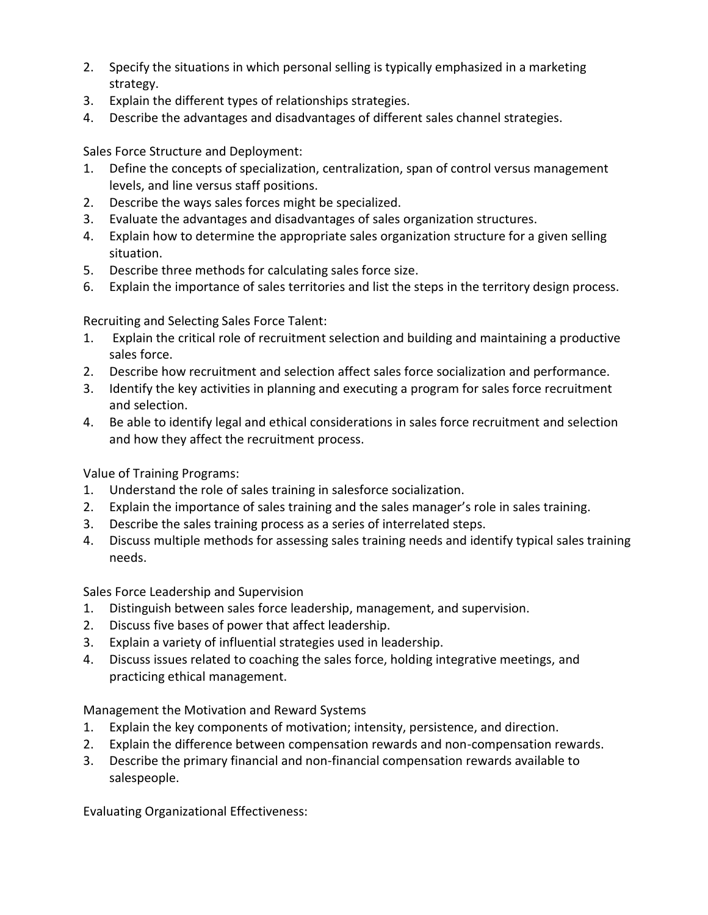2. Specify the situations in which personal selling is typically emphasized in a marketing strategy.
3. Explain the different types of relationships strategies.
4. Describe the advantages and disadvantages of different sales channel strategies.

Sales Force Structure and Deployment:

1. Define the concepts of specialization, centralization, span of control versus management levels, and line versus staff positions.
2. Describe the ways sales forces might be specialized.
3. Evaluate the advantages and disadvantages of sales organization structures.
4. Explain how to determine the appropriate sales organization structure for a given selling situation.
5. Describe three methods for calculating sales force size.
6. Explain the importance of sales territories and list the steps in the territory design process.

Recruiting and Selecting Sales Force Talent:

1. Explain the critical role of recruitment selection and building and maintaining a productive sales force.
2. Describe how recruitment and selection affect sales force socialization and performance.
3. Identify the key activities in planning and executing a program for sales force recruitment and selection.
4. Be able to identify legal and ethical considerations in sales force recruitment and selection and how they affect the recruitment process.

Value of Training Programs:

1. Understand the role of sales training in salesforce socialization.
2. Explain the importance of sales training and the sales manager's role in sales training.
3. Describe the sales training process as a series of interrelated steps.
4. Discuss multiple methods for assessing sales training needs and identify typical sales training needs.

Sales Force Leadership and Supervision

1. Distinguish between sales force leadership, management, and supervision.
2. Discuss five bases of power that affect leadership.
3. Explain a variety of influential strategies used in leadership.
4. Discuss issues related to coaching the sales force, holding integrative meetings, and practicing ethical management.

Management the Motivation and Reward Systems

1. Explain the key components of motivation; intensity, persistence, and direction.
2. Explain the difference between compensation rewards and non-compensation rewards.
3. Describe the primary financial and non-financial compensation rewards available to salespeople.

Evaluating Organizational Effectiveness: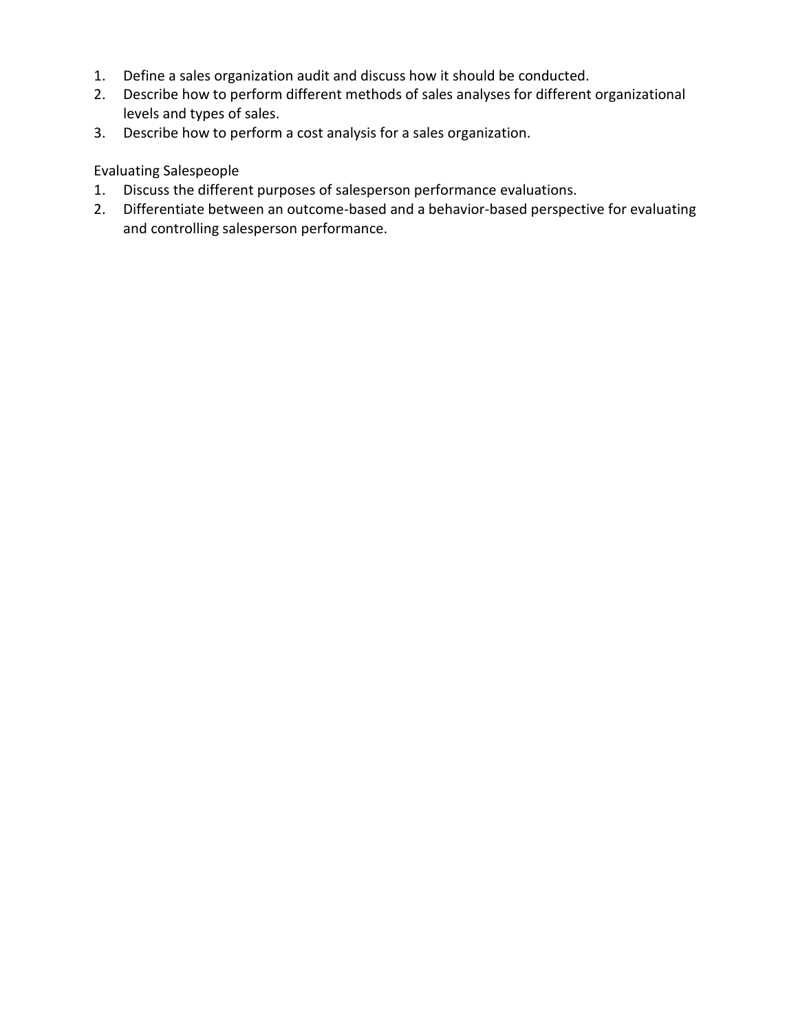1. Define a sales organization audit and discuss how it should be conducted.
2. Describe how to perform different methods of sales analyses for different organizational levels and types of sales.
3. Describe how to perform a cost analysis for a sales organization.

Evaluating Salespeople

1. Discuss the different purposes of salesperson performance evaluations.
2. Differentiate between an outcome-based and a behavior-based perspective for evaluating and controlling salesperson performance.